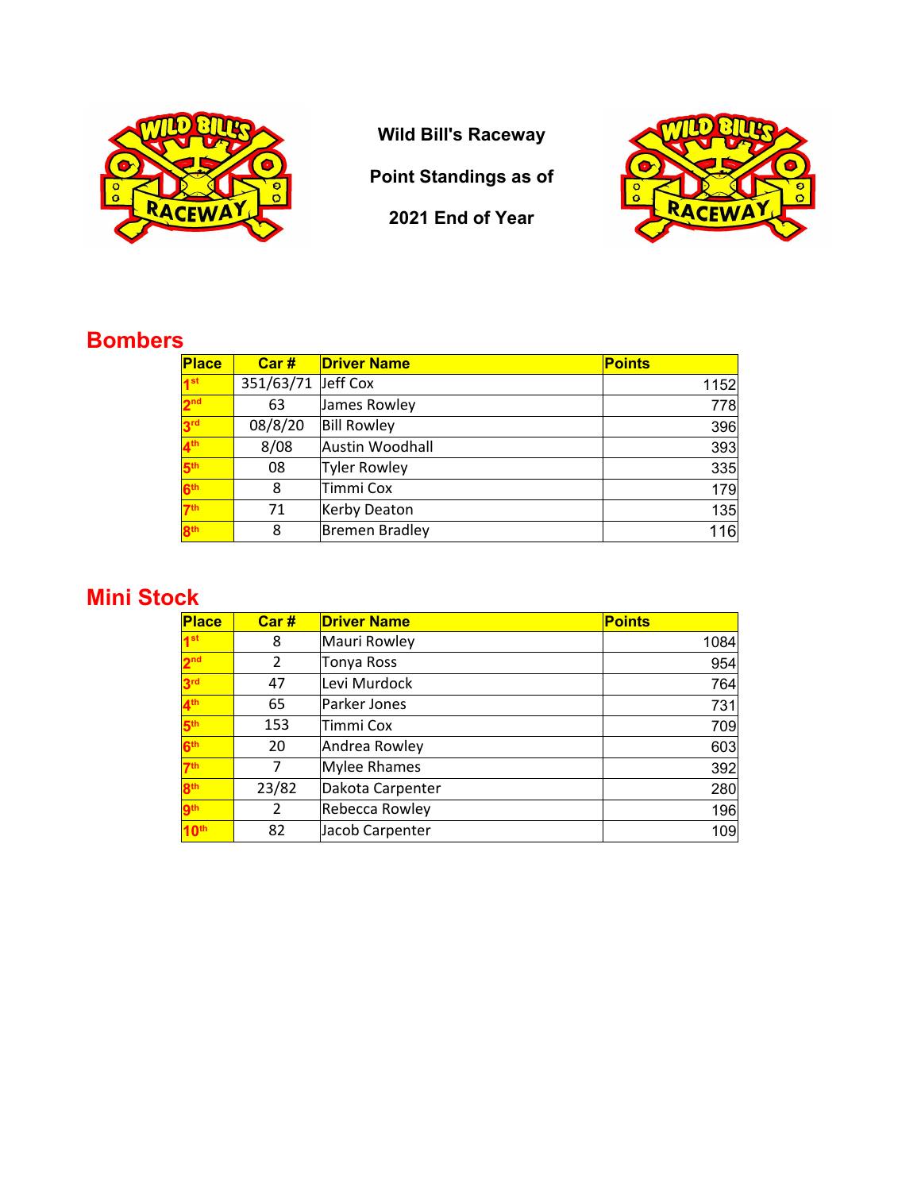# Wild Bill's Raceway

**Point Standings as of**

**2021 End of Year**

## Bombers

| Place | Car # | Driver Name | Points |
|---|---|---|---|
| 1st | 351/63/71 | Jeff Cox | 1152 |
| 2nd | 63 | James Rowley | 778 |
| 3rd | 08/8/20 | Bill Rowley | 396 |
| 4th | 8/08 | Austin Woodhall | 393 |
| 5th | 08 | Tyler Rowley | 335 |
| 6th | 8 | Timmi Cox | 179 |
| 7th | 71 | Kerby Deaton | 135 |
| 8th | 8 | Bremen Bradley | 116 |

## Mini Stock

| Place | Car # | Driver Name | Points |
|---|---|---|---|
| 1st | 8 | Mauri Rowley | 1084 |
| 2nd | 2 | Tonya Ross | 954 |
| 3rd | 47 | Levi Murdock | 764 |
| 4th | 65 | Parker Jones | 731 |
| 5th | 153 | Timmi Cox | 709 |
| 6th | 20 | Andrea Rowley | 603 |
| 7th | 7 | Mylee Rhames | 392 |
| 8th | 23/82 | Dakota Carpenter | 280 |
| 9th | 2 | Rebecca Rowley | 196 |
| 10th | 82 | Jacob Carpenter | 109 |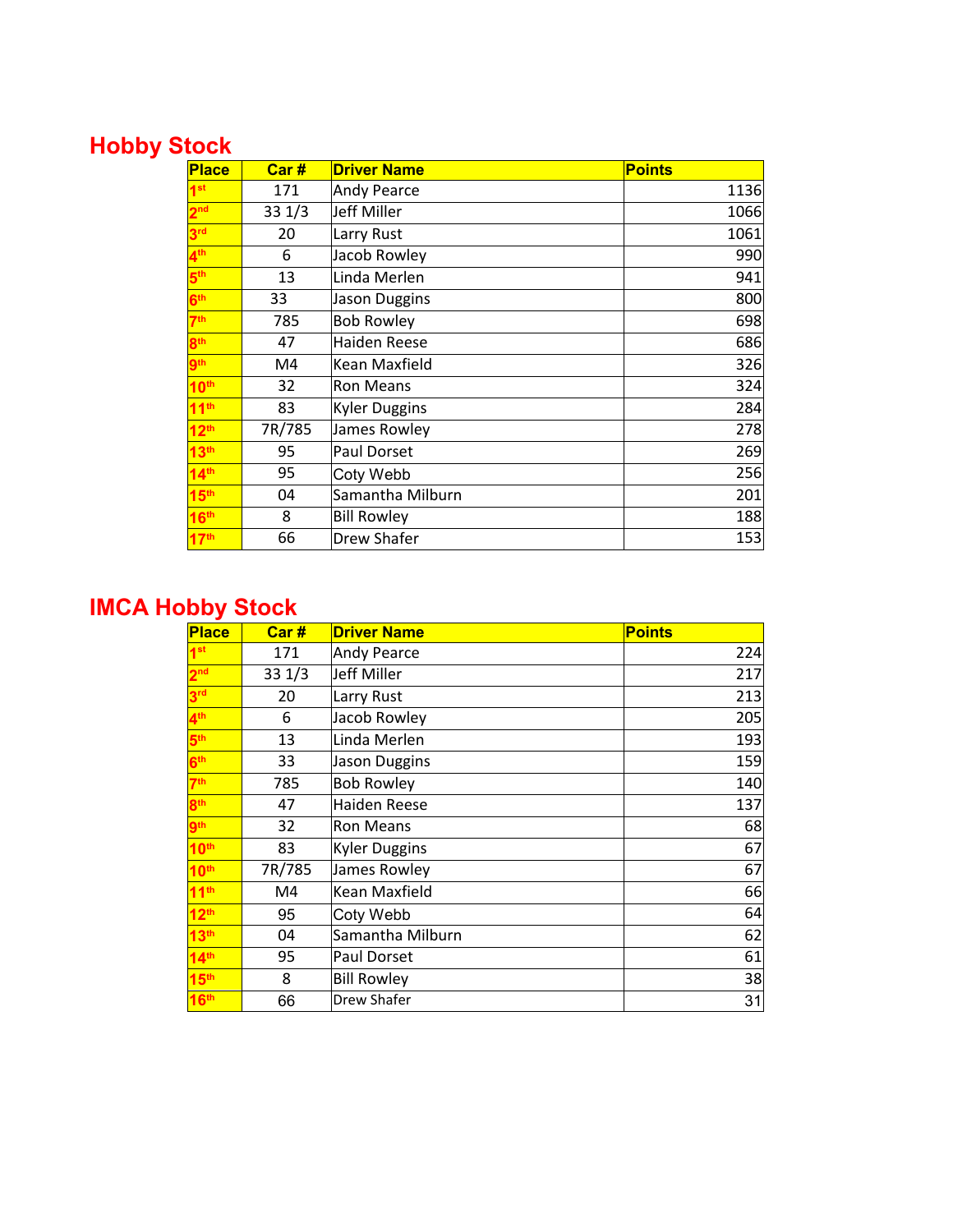## Hobby Stock

| Place | Car # | Driver Name | Points |
|---|---|---|---|
| 1st | 171 | Andy Pearce | 1136 |
| 2nd | 33 1/3 | Jeff Miller | 1066 |
| 3rd | 20 | Larry Rust | 1061 |
| 4th | 6 | Jacob Rowley | 990 |
| 5th | 13 | Linda Merlen | 941 |
| 6th | 33 | Jason Duggins | 800 |
| 7th | 785 | Bob Rowley | 698 |
| 8th | 47 | Haiden Reese | 686 |
| 9th | M4 | Kean Maxfield | 326 |
| 10th | 32 | Ron Means | 324 |
| 11th | 83 | Kyler Duggins | 284 |
| 12th | 7R/785 | James Rowley | 278 |
| 13th | 95 | Paul Dorset | 269 |
| 14th | 95 | Coty Webb | 256 |
| 15th | 04 | Samantha Milburn | 201 |
| 16th | 8 | Bill Rowley | 188 |
| 17th | 66 | Drew Shafer | 153 |

## IMCA Hobby Stock

| Place | Car # | Driver Name | Points |
|---|---|---|---|
| 1st | 171 | Andy Pearce | 224 |
| 2nd | 33 1/3 | Jeff Miller | 217 |
| 3rd | 20 | Larry Rust | 213 |
| 4th | 6 | Jacob Rowley | 205 |
| 5th | 13 | Linda Merlen | 193 |
| 6th | 33 | Jason Duggins | 159 |
| 7th | 785 | Bob Rowley | 140 |
| 8th | 47 | Haiden Reese | 137 |
| 9th | 32 | Ron Means | 68 |
| 10th | 83 | Kyler Duggins | 67 |
| 10th | 7R/785 | James Rowley | 67 |
| 11th | M4 | Kean Maxfield | 66 |
| 12th | 95 | Coty Webb | 64 |
| 13th | 04 | Samantha Milburn | 62 |
| 14th | 95 | Paul Dorset | 61 |
| 15th | 8 | Bill Rowley | 38 |
| 16th | 66 | Drew Shafer | 31 |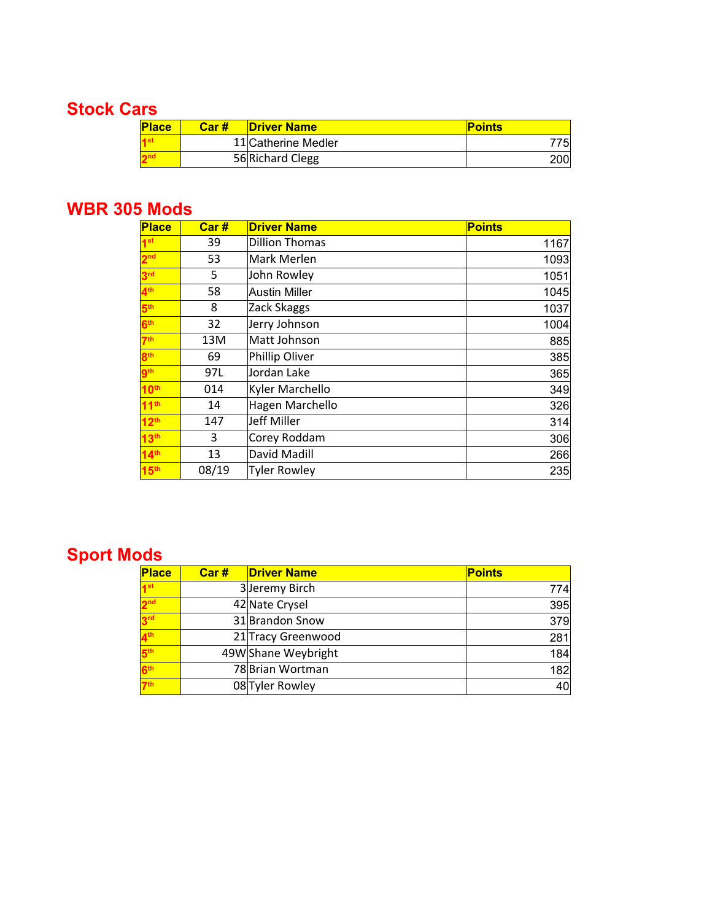## Stock Cars

| Place | Car # | Driver Name | Points |
|---|---|---|---|
| 1st | 11 | Catherine Medler | 775 |
| 2nd | 56 | Richard Clegg | 200 |

## WBR 305 Mods

| Place | Car # | Driver Name | Points |
|---|---|---|---|
| 1st | 39 | Dillion Thomas | 1167 |
| 2nd | 53 | Mark Merlen | 1093 |
| 3rd | 5 | John Rowley | 1051 |
| 4th | 58 | Austin Miller | 1045 |
| 5th | 8 | Zack Skaggs | 1037 |
| 6th | 32 | Jerry Johnson | 1004 |
| 7th | 13M | Matt Johnson | 885 |
| 8th | 69 | Phillip Oliver | 385 |
| 9th | 97L | Jordan Lake | 365 |
| 10th | 014 | Kyler Marchello | 349 |
| 11th | 14 | Hagen Marchello | 326 |
| 12th | 147 | Jeff Miller | 314 |
| 13th | 3 | Corey Roddam | 306 |
| 14th | 13 | David Madill | 266 |
| 15th | 08/19 | Tyler Rowley | 235 |

## Sport Mods

| Place | Car # | Driver Name | Points |
|---|---|---|---|
| 1st | 3 | Jeremy Birch | 774 |
| 2nd | 42 | Nate Crysel | 395 |
| 3rd | 31 | Brandon Snow | 379 |
| 4th | 21 | Tracy Greenwood | 281 |
| 5th | 49W | Shane Weybright | 184 |
| 6th | 78 | Brian Wortman | 182 |
| 7th | 08 | Tyler Rowley | 40 |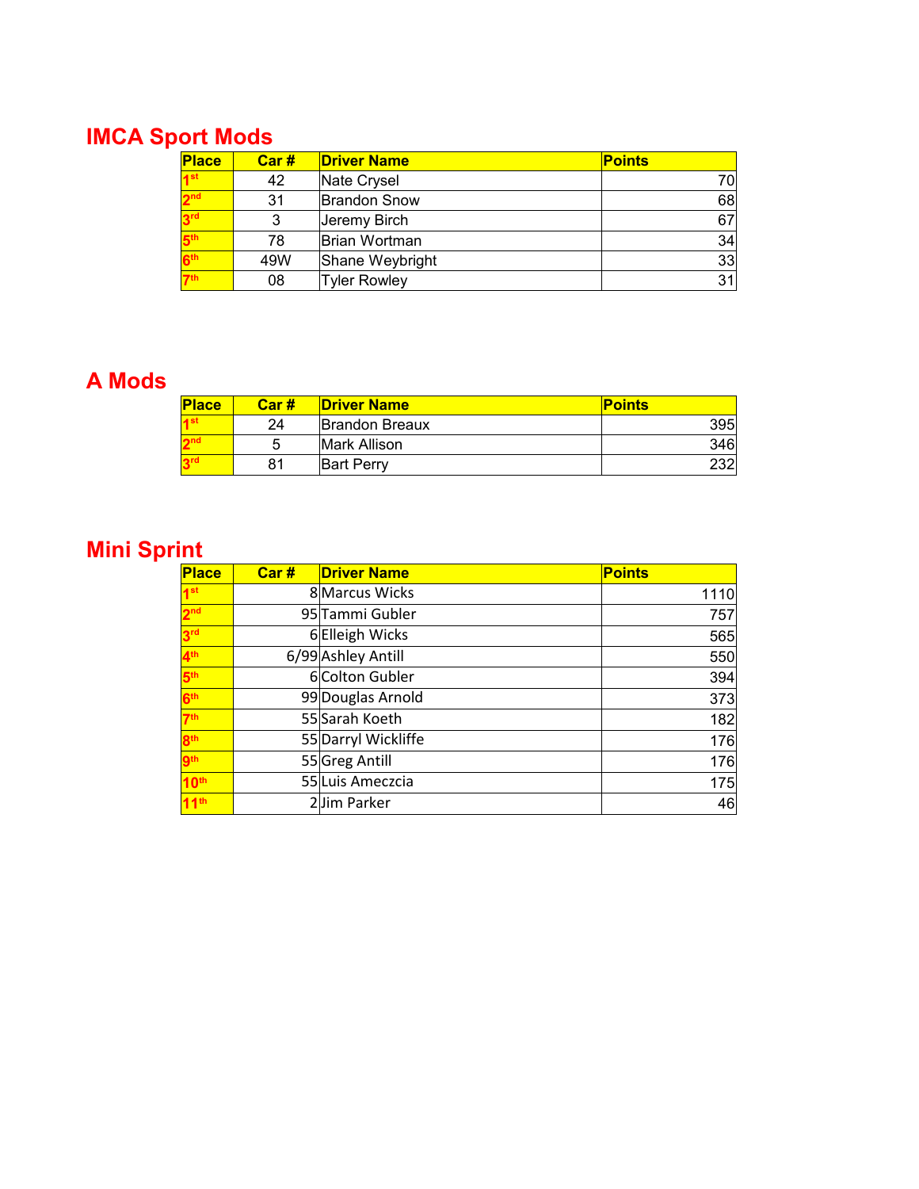## IMCA Sport Mods

| Place | Car # | Driver Name | Points |
|---|---|---|---|
| 1st | 42 | Nate Crysel | 70 |
| 2nd | 31 | Brandon Snow | 68 |
| 3rd | 3 | Jeremy Birch | 67 |
| 5th | 78 | Brian Wortman | 34 |
| 6th | 49W | Shane Weybright | 33 |
| 7th | 08 | Tyler Rowley | 31 |

## A Mods

| Place | Car # | Driver Name | Points |
|---|---|---|---|
| 1st | 24 | Brandon Breaux | 395 |
| 2nd | 5 | Mark Allison | 346 |
| 3rd | 81 | Bart Perry | 232 |

## Mini Sprint

| Place | Car # | Driver Name | Points |
|---|---|---|---|
| 1st | 8 | Marcus Wicks | 1110 |
| 2nd | 95 | Tammi Gubler | 757 |
| 3rd | 6 | Elleigh Wicks | 565 |
| 4th | 6/99 | Ashley Antill | 550 |
| 5th | 6 | Colton Gubler | 394 |
| 6th | 99 | Douglas Arnold | 373 |
| 7th | 55 | Sarah Koeth | 182 |
| 8th | 55 | Darryl Wickliffe | 176 |
| 9th | 55 | Greg Antill | 176 |
| 10th | 55 | Luis Ameczcia | 175 |
| 11th | 2 | Jim Parker | 46 |